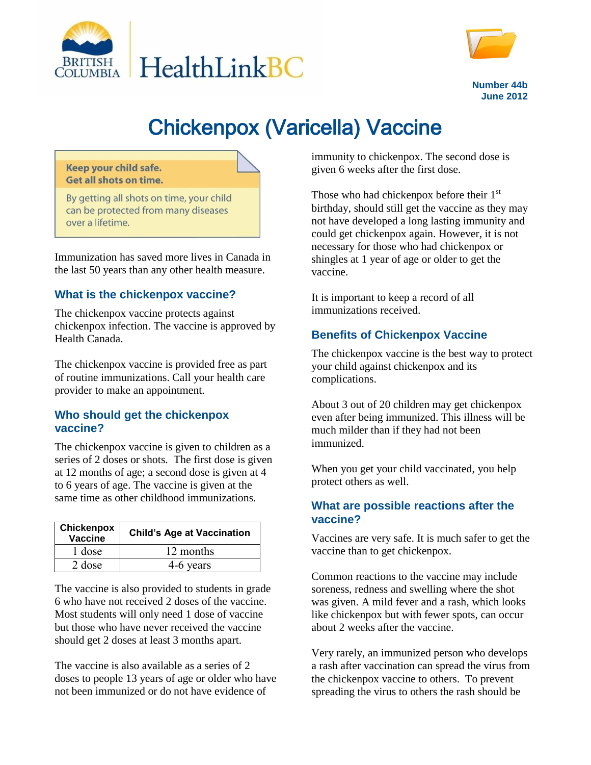Number 44b
June 2012

# Chickenpox (Varicella) Vaccine

**Keep your child safe.**
**Get all shots on time.**

By getting all shots on time, your child can be protected from many diseases over a lifetime.

Immunization has saved more lives in Canada in the last 50 years than any other health measure.

## What is the chickenpox vaccine?

The chickenpox vaccine protects against chickenpox infection. The vaccine is approved by Health Canada.

The chickenpox vaccine is provided free as part of routine immunizations. Call your health care provider to make an appointment.

## Who should get the chickenpox vaccine?

The chickenpox vaccine is given to children as a series of 2 doses or shots. The first dose is given at 12 months of age; a second dose is given at 4 to 6 years of age. The vaccine is given at the same time as other childhood immunizations.

| Chickenpox Vaccine | Child's Age at Vaccination |
|---|---|
| 1 dose | 12 months |
| 2 dose | 4-6 years |

The vaccine is also provided to students in grade 6 who have not received 2 doses of the vaccine. Most students will only need 1 dose of vaccine but those who have never received the vaccine should get 2 doses at least 3 months apart.

The vaccine is also available as a series of 2 doses to people 13 years of age or older who have not been immunized or do not have evidence of immunity to chickenpox. The second dose is given 6 weeks after the first dose.

Those who had chickenpox before their 1st birthday, should still get the vaccine as they may not have developed a long lasting immunity and could get chickenpox again. However, it is not necessary for those who had chickenpox or shingles at 1 year of age or older to get the vaccine.

It is important to keep a record of all immunizations received.

## Benefits of Chickenpox Vaccine

The chickenpox vaccine is the best way to protect your child against chickenpox and its complications.

About 3 out of 20 children may get chickenpox even after being immunized. This illness will be much milder than if they had not been immunized.

When you get your child vaccinated, you help protect others as well.

## What are possible reactions after the vaccine?

Vaccines are very safe. It is much safer to get the vaccine than to get chickenpox.

Common reactions to the vaccine may include soreness, redness and swelling where the shot was given. A mild fever and a rash, which looks like chickenpox but with fewer spots, can occur about 2 weeks after the vaccine.

Very rarely, an immunized person who develops a rash after vaccination can spread the virus from the chickenpox vaccine to others. To prevent spreading the virus to others the rash should be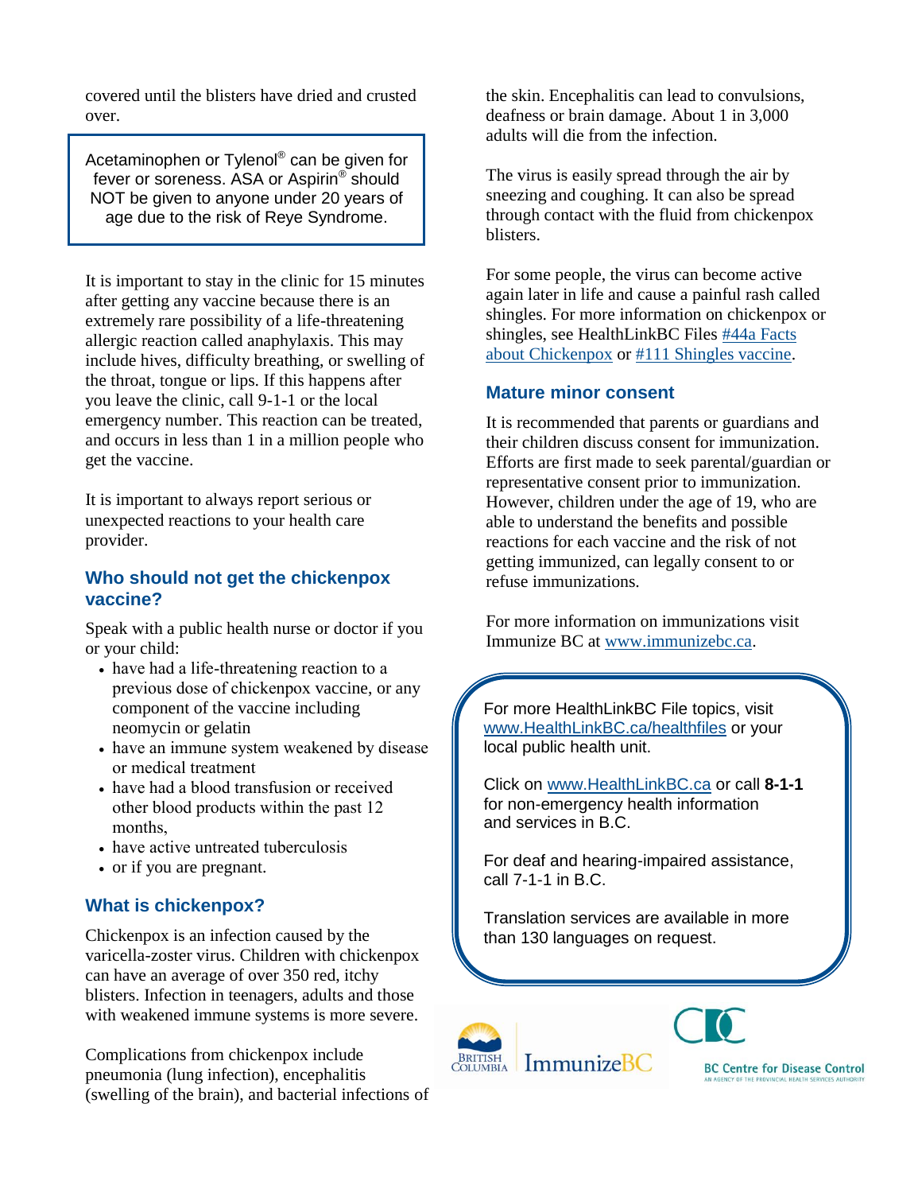covered until the blisters have dried and crusted over.

> Acetaminophen or Tylenol® can be given for fever or soreness. ASA or Aspirin® should NOT be given to anyone under 20 years of age due to the risk of Reye Syndrome.

It is important to stay in the clinic for 15 minutes after getting any vaccine because there is an extremely rare possibility of a life-threatening allergic reaction called anaphylaxis. This may include hives, difficulty breathing, or swelling of the throat, tongue or lips. If this happens after you leave the clinic, call 9-1-1 or the local emergency number. This reaction can be treated, and occurs in less than 1 in a million people who get the vaccine.

It is important to always report serious or unexpected reactions to your health care provider.

## Who should not get the chickenpox vaccine?

Speak with a public health nurse or doctor if you or your child:

- have had a life-threatening reaction to a previous dose of chickenpox vaccine, or any component of the vaccine including neomycin or gelatin
- have an immune system weakened by disease or medical treatment
- have had a blood transfusion or received other blood products within the past 12 months,
- have active untreated tuberculosis
- or if you are pregnant.

## What is chickenpox?

Chickenpox is an infection caused by the varicella-zoster virus. Children with chickenpox can have an average of over 350 red, itchy blisters. Infection in teenagers, adults and those with weakened immune systems is more severe.

Complications from chickenpox include pneumonia (lung infection), encephalitis (swelling of the brain), and bacterial infections of the skin. Encephalitis can lead to convulsions, deafness or brain damage. About 1 in 3,000 adults will die from the infection.

The virus is easily spread through the air by sneezing and coughing. It can also be spread through contact with the fluid from chickenpox blisters.

For some people, the virus can become active again later in life and cause a painful rash called shingles. For more information on chickenpox or shingles, see HealthLinkBC Files #44a Facts about Chickenpox or #111 Shingles vaccine.

## Mature minor consent

It is recommended that parents or guardians and their children discuss consent for immunization. Efforts are first made to seek parental/guardian or representative consent prior to immunization. However, children under the age of 19, who are able to understand the benefits and possible reactions for each vaccine and the risk of not getting immunized, can legally consent to or refuse immunizations.

For more information on immunizations visit Immunize BC at www.immunizebc.ca.

> For more HealthLinkBC File topics, visit www.HealthLinkBC.ca/healthfiles or your local public health unit.
>
> Click on www.HealthLinkBC.ca or call **8-1-1** for non-emergency health information and services in B.C.
>
> For deaf and hearing-impaired assistance, call 7-1-1 in B.C.
>
> Translation services are available in more than 130 languages on request.

British Columbia ImmunizeBC

BC Centre for Disease Control
AN AGENCY OF THE PROVINCIAL HEALTH SERVICES AUTHORITY